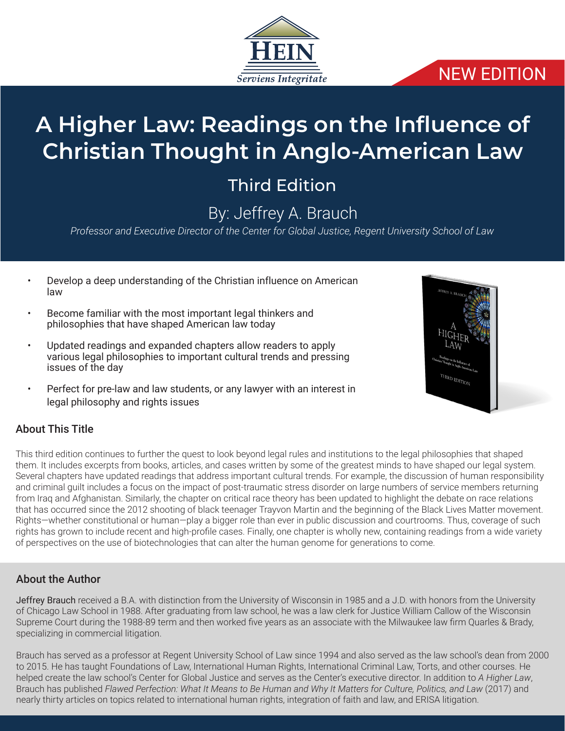HEIN

*Serviens Integritate*

NEW EDITION

# A Higher Law: Readings on the Influence of Christian Thought in Anglo-American Law

## Third Edition

### By: Jeffrey A. Braugh

*Professor and Executive Director of the Center for Global Justice, Regent University School of Law*

- Develop a deep understanding of the Christian influence on American law
- Become familiar with the most important legal thinkers and philosophies that have shaped American law today
- Updated readings and expanded chapters allow readers to apply various legal philosophies to important cultural trends and pressing issues of the day
- Perfect for pre-law and law students, or any lawyer with an interest in legal philosophy and rights issues

## About This Title

This third edition continues to further the quest to look beyond legal rules and institutions to the legal philosophies that shaped them. It includes excerpts from books, articles, and cases written by some of the greatest minds to have shaped our legal system. Several chapters have updated readings that address important cultural trends. For example, the discussion of human responsibility and criminal guilt includes a focus on the impact of post-traumatic stress disorder on large numbers of service members returning from Iraq and Afghanistan. Similarly, the chapter on critical race theory has been updated to highlight the debate on race relations that has occurred since the 2012 shooting of black teenager Trayvon Martin and the beginning of the Black Lives Matter movement. Rights—whether constitutional or human—play a bigger role than ever in public discussion and courtrooms. Thus, coverage of such rights has grown to include recent and high-profile cases. Finally, one chapter is wholly new, containing readings from a wide variety of perspectives on the use of biotechnologies that can alter the human genome for generations to come.

## About the Author

Jeffrey Brauch received a B.A. with distinction from the University of Wisconsin in 1985 and a J.D. with honors from the University of Chicago Law School in 1988. After graduating from law school, he was a law clerk for Justice William Callow of the Wisconsin Supreme Court during the 1988-89 term and then worked five years as an associate with the Milwaukee law firm Quarles & Brady, specializing in commercial litigation.

Brauch has served as a professor at Regent University School of Law since 1994 and also served as the law school's dean from 2000 to 2015. He has taught Foundations of Law, International Human Rights, International Criminal Law, Torts, and other courses. He helped create the law school's Center for Global Justice and serves as the Center's executive director. In addition to *A Higher Law*, Brauch has published *Flawed Perfection: What It Means to Be Human and Why It Matters for Culture, Politics, and Law* (2017) and nearly thirty articles on topics related to international human rights, integration of faith and law, and ERISA litigation.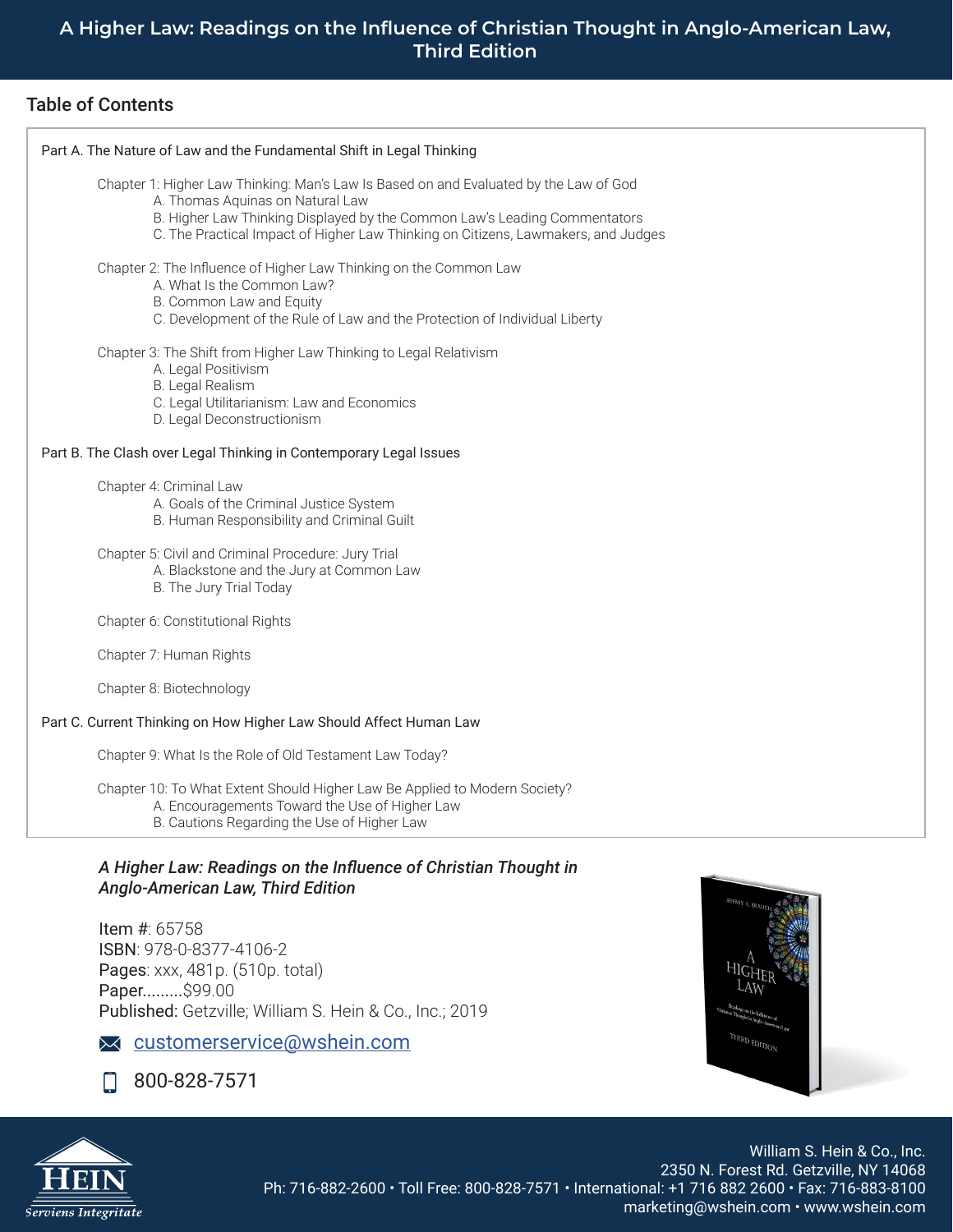# A Higher Law: Readings on the Influence of Christian Thought in Anglo-American Law, Third Edition

## Table of Contents

Part A. The Nature of Law and the Fundamental Shift in Legal Thinking

- Chapter 1: Higher Law Thinking: Man's Law Is Based on and Evaluated by the Law of God
  - A. Thomas Aquinas on Natural Law
  - B. Higher Law Thinking Displayed by the Common Law's Leading Commentators
  - C. The Practical Impact of Higher Law Thinking on Citizens, Lawmakers, and Judges
- Chapter 2: The Influence of Higher Law Thinking on the Common Law
  - A. What Is the Common Law?
  - B. Common Law and Equity
  - C. Development of the Rule of Law and the Protection of Individual Liberty
- Chapter 3: The Shift from Higher Law Thinking to Legal Relativism
  - A. Legal Positivism
  - B. Legal Realism
  - C. Legal Utilitarianism: Law and Economics
  - D. Legal Deconstructionism

Part B. The Clash over Legal Thinking in Contemporary Legal Issues

- Chapter 4: Criminal Law
  - A. Goals of the Criminal Justice System
  - B. Human Responsibility and Criminal Guilt
- Chapter 5: Civil and Criminal Procedure: Jury Trial
  - A. Blackstone and the Jury at Common Law
  - B. The Jury Trial Today
- Chapter 6: Constitutional Rights
- Chapter 7: Human Rights
- Chapter 8: Biotechnology

Part C. Current Thinking on How Higher Law Should Affect Human Law

- Chapter 9: What Is the Role of Old Testament Law Today?
- Chapter 10: To What Extent Should Higher Law Be Applied to Modern Society?
  - A. Encouragements Toward the Use of Higher Law
  - B. Cautions Regarding the Use of Higher Law

*A Higher Law: Readings on the Influence of Christian Thought in Anglo-American Law, Third Edition*

Item #: 65758
ISBN: 978-0-8377-4106-2
Pages: xxx, 481p. (510p. total)
Paper.........$99.00
Published: Getzville; William S. Hein & Co., Inc.; 2019

customerservice@wshein.com

800-828-7571

HEIN
Serviens Integritate

William S. Hein & Co., Inc.
2350 N. Forest Rd. Getzville, NY 14068
Ph: 716-882-2600 • Toll Free: 800-828-7571 • International: +1 716 882 2600 • Fax: 716-883-8100
marketing@wshein.com • www.wshein.com